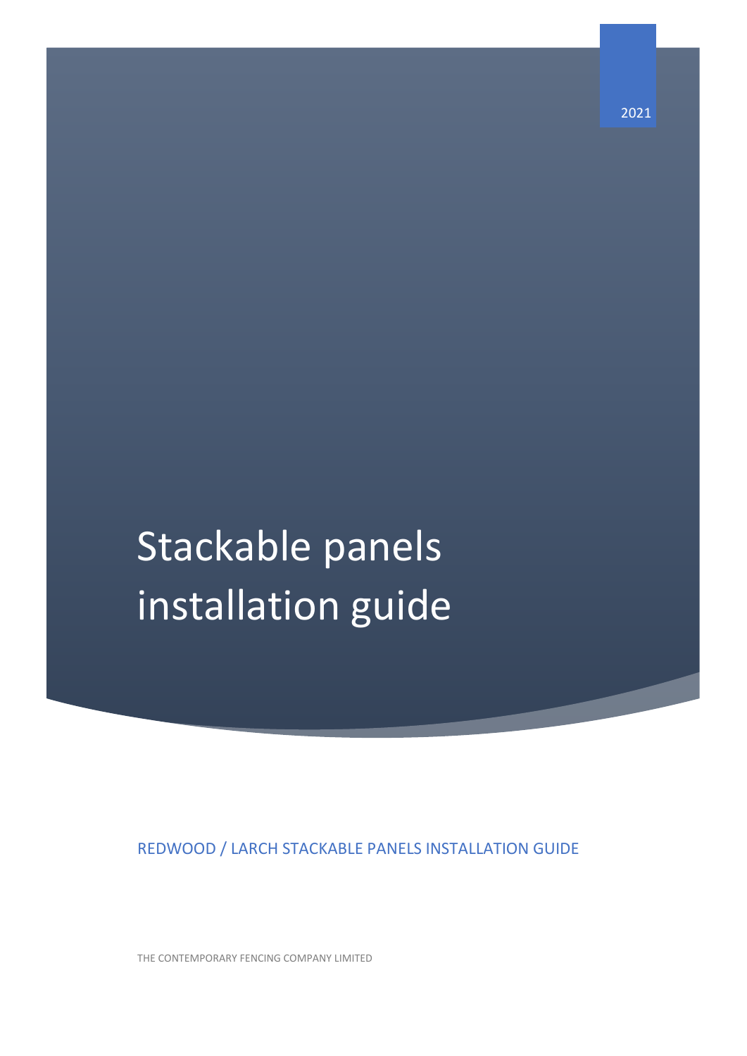2021

# Stackable panels installation guide

REDWOOD / LARCH STACKABLE PANELS INSTALLATION GUIDE

THE CONTEMPORARY FENCING COMPANY LIMITED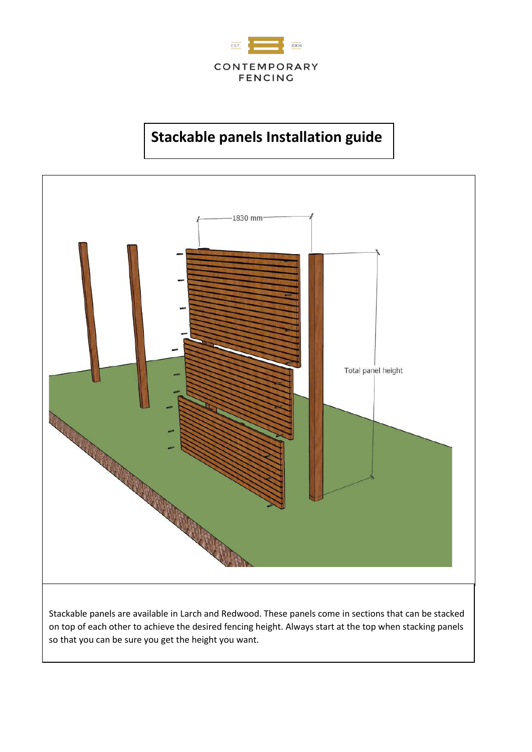CONTEMPORARY FENCING

# Stackable panels Installation guide

1830 mm

Total panel height

Stackable panels are available in Larch and Redwood. These panels come in sections that can be stacked on top of each other to achieve the desired fencing height. Always start at the top when stacking panels so that you can be sure you get the height you want.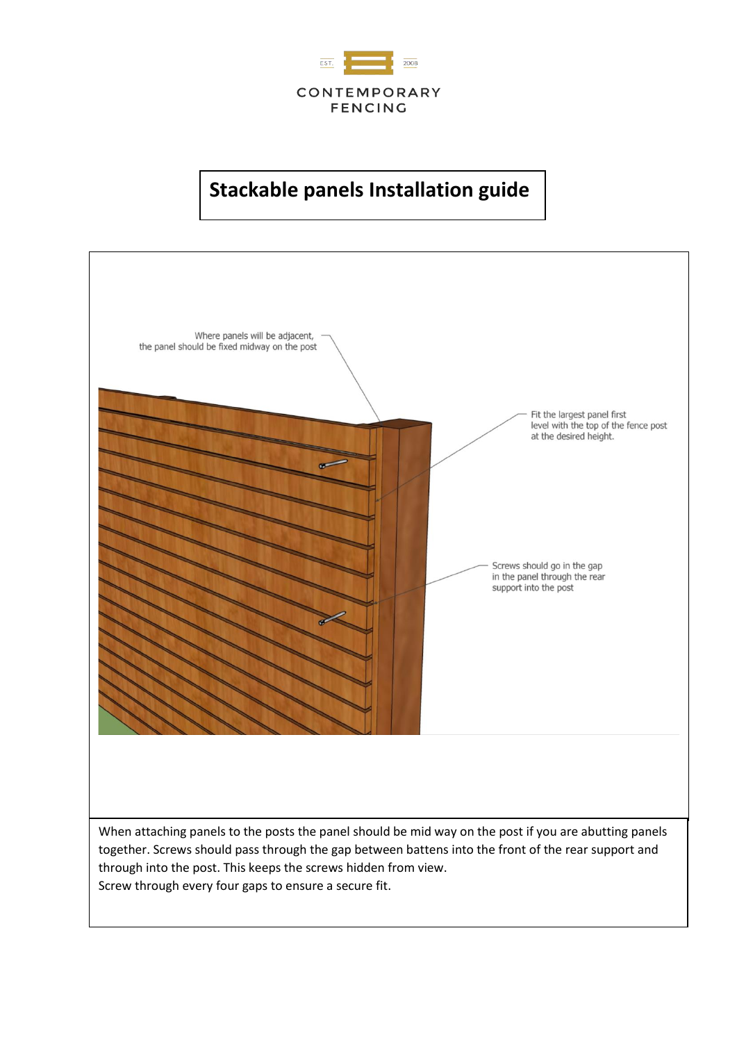CONTEMPORARY FENCING

# Stackable panels Installation guide

Where panels will be adjacent, the panel should be fixed midway on the post

Fit the largest panel first level with the top of the fence post at the desired height.

Screws should go in the gap in the panel through the rear support into the post

When attaching panels to the posts the panel should be mid way on the post if you are abutting panels together. Screws should pass through the gap between battens into the front of the rear support and through into the post. This keeps the screws hidden from view.
Screw through every four gaps to ensure a secure fit.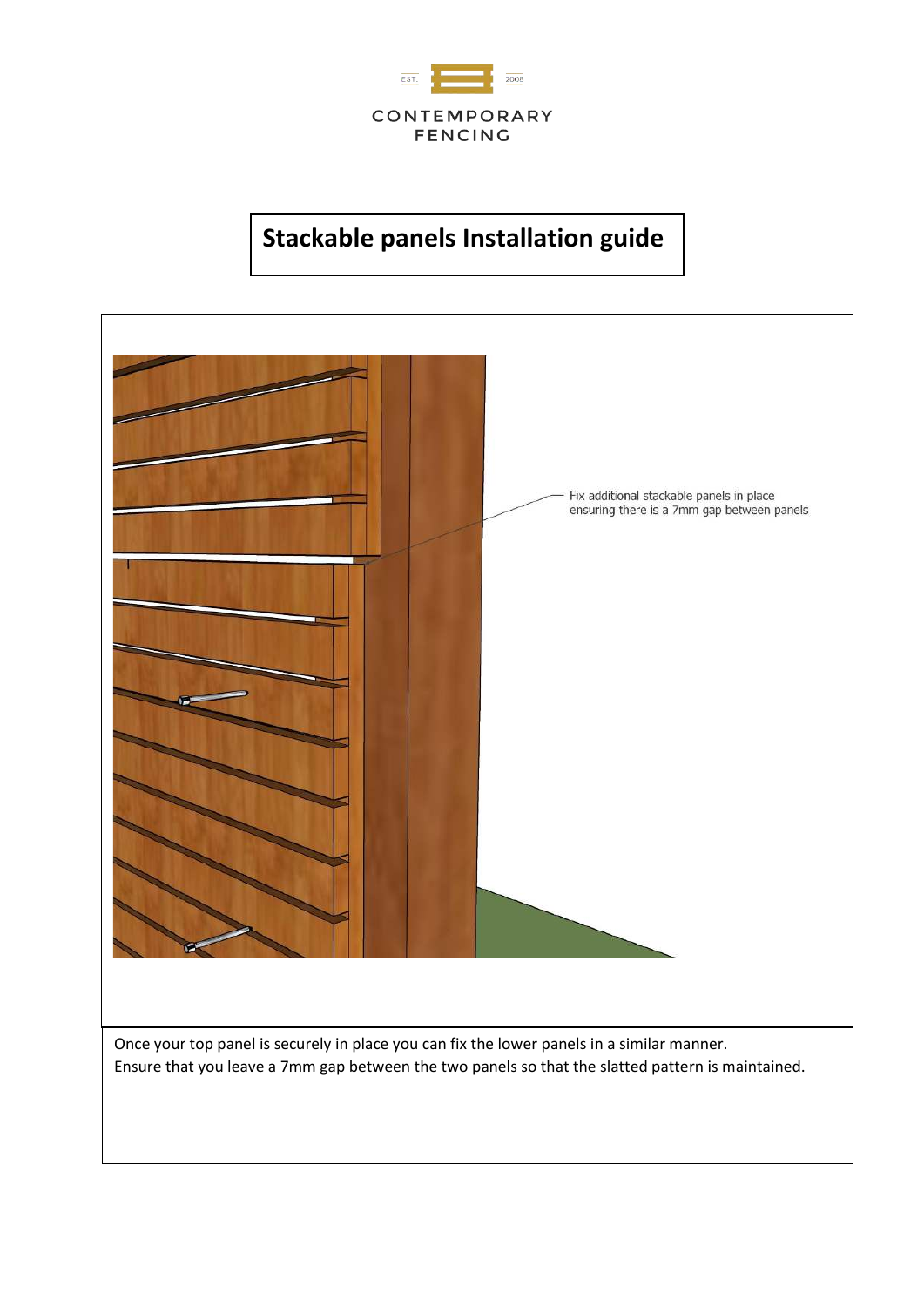# Stackable panels Installation guide

Fix additional stackable panels in place ensuring there is a 7mm gap between panels

Once your top panel is securely in place you can fix the lower panels in a similar manner.
Ensure that you leave a 7mm gap between the two panels so that the slatted pattern is maintained.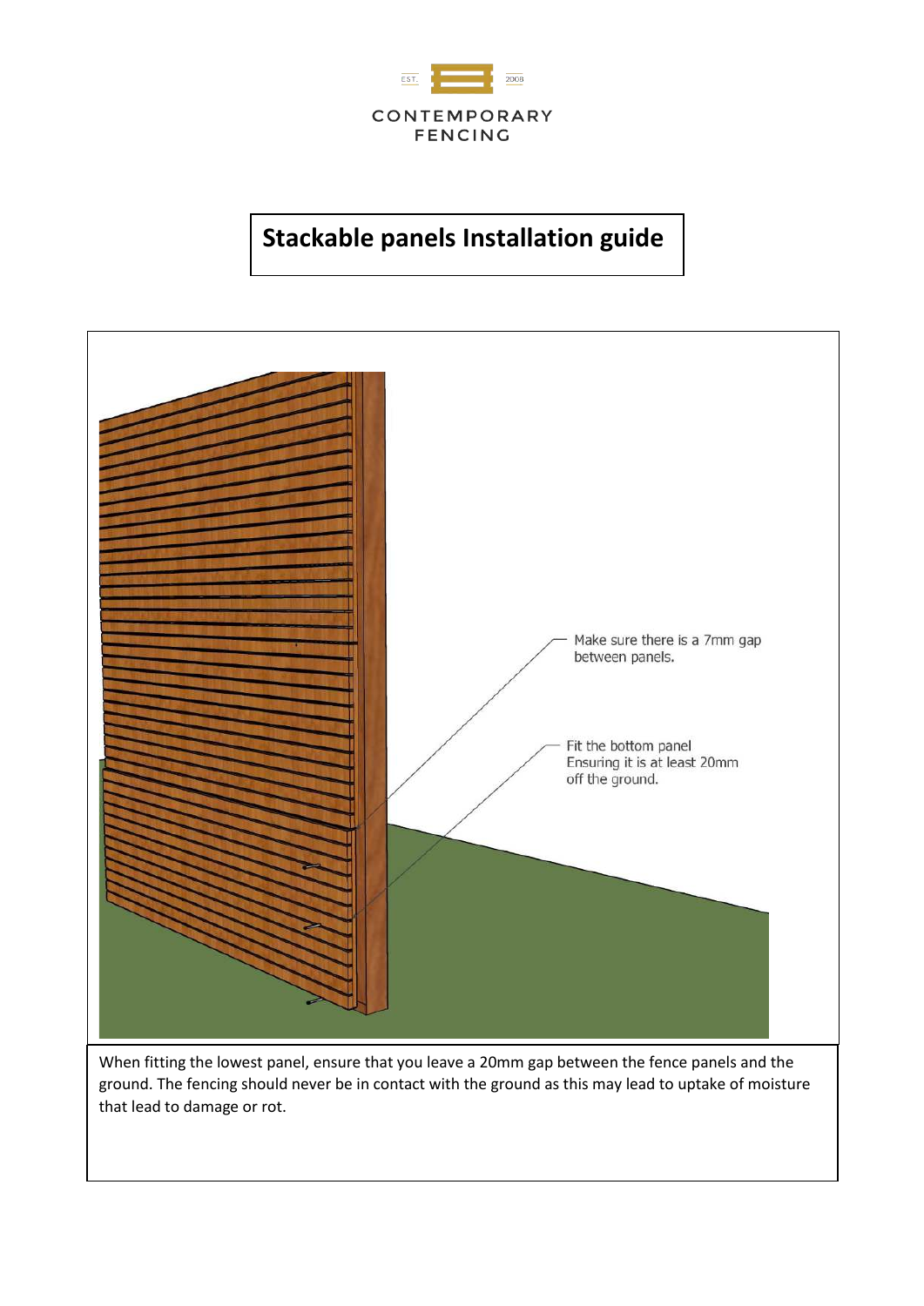EST. 2008

CONTEMPORARY FENCING

# Stackable panels Installation guide

Make sure there is a 7mm gap between panels.

Fit the bottom panel Ensuring it is at least 20mm off the ground.

When fitting the lowest panel, ensure that you leave a 20mm gap between the fence panels and the ground. The fencing should never be in contact with the ground as this may lead to uptake of moisture that lead to damage or rot.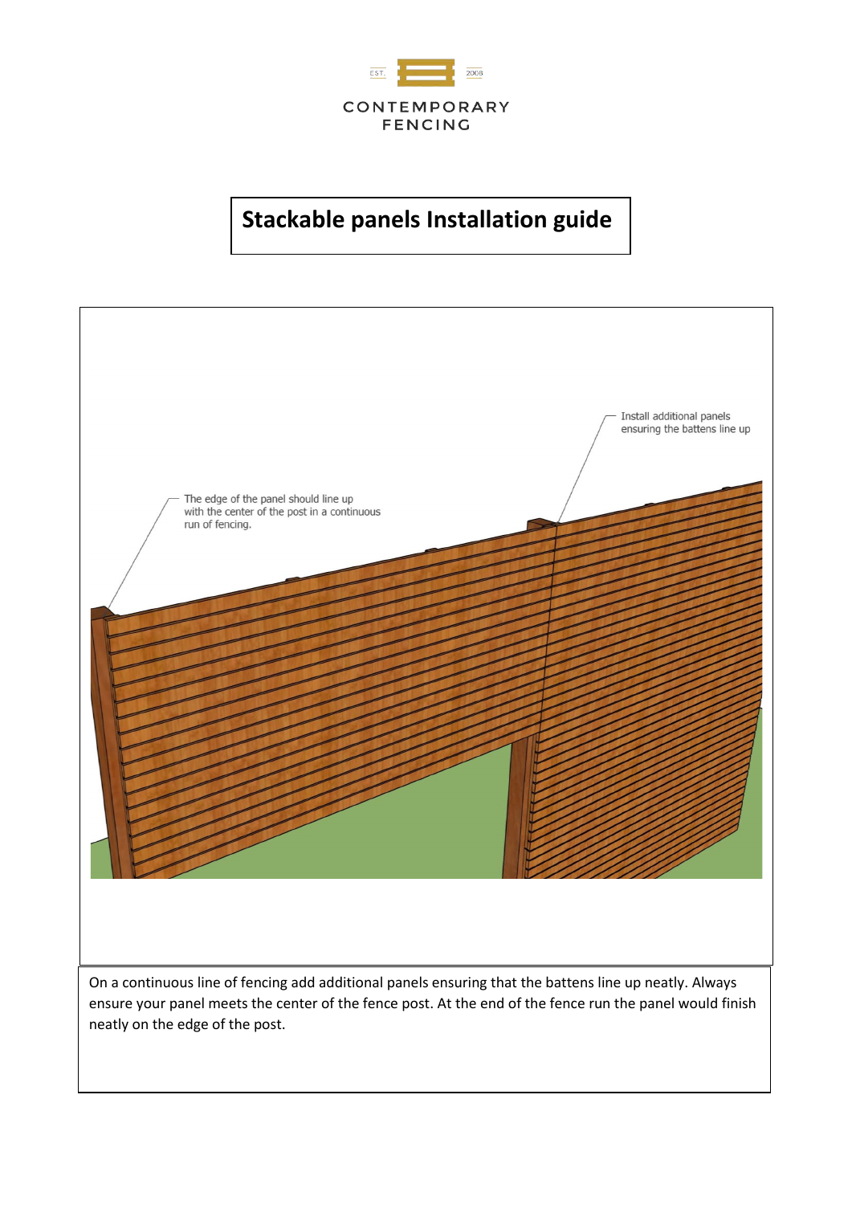CONTEMPORARY FENCING

# Stackable panels Installation guide

The edge of the panel should line up with the center of the post in a continuous run of fencing.

Install additional panels ensuring the battens line up

On a continuous line of fencing add additional panels ensuring that the battens line up neatly. Always ensure your panel meets the center of the fence post. At the end of the fence run the panel would finish neatly on the edge of the post.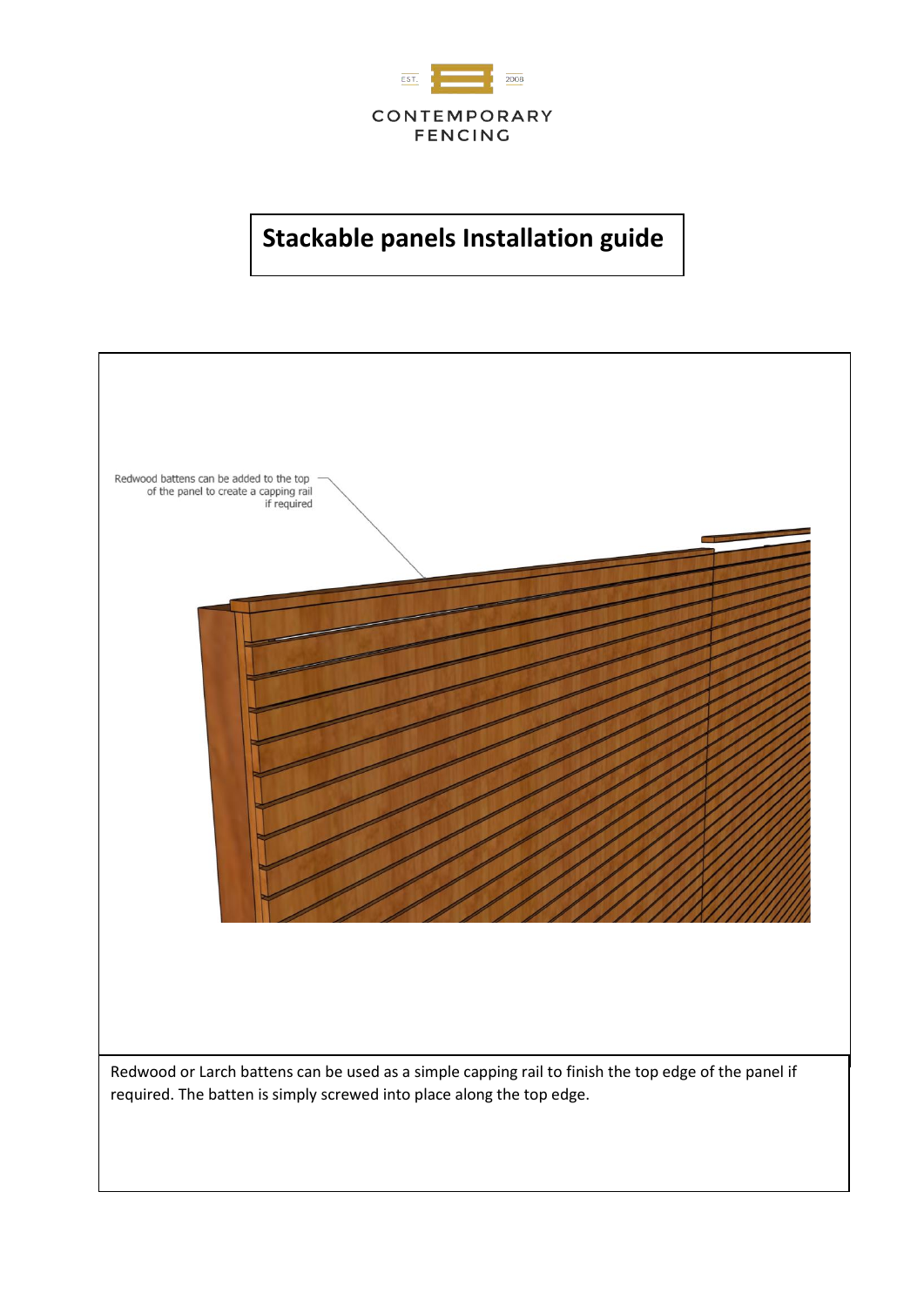CONTEMPORARY FENCING

# Stackable panels Installation guide

Redwood battens can be added to the top of the panel to create a capping rail if required

Redwood or Larch battens can be used as a simple capping rail to finish the top edge of the panel if required. The batten is simply screwed into place along the top edge.